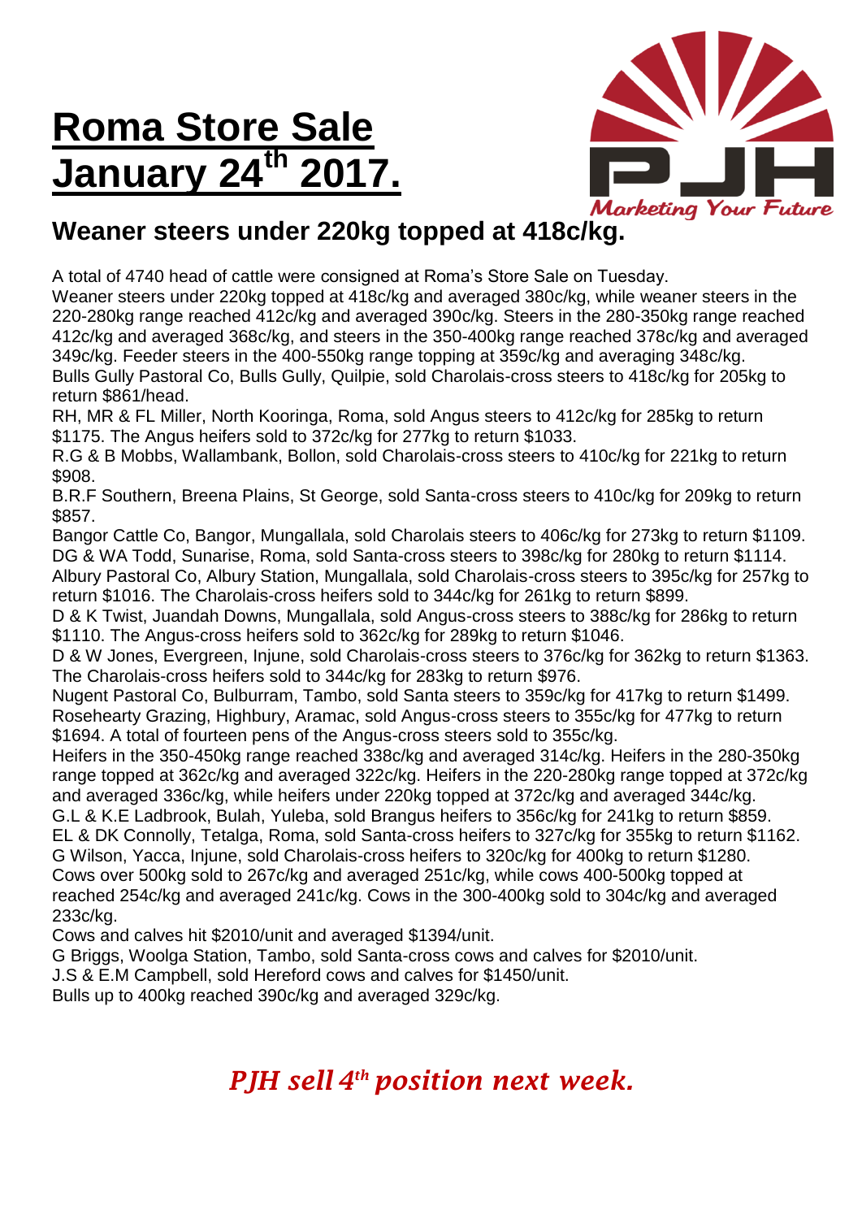# Roma Store Sale January 24th 2017.

Marketing Your Future

## Weaner steers under 220kg topped at 418c/kg.

A total of 4740 head of cattle were consigned at Roma's Store Sale on Tuesday.
Weaner steers under 220kg topped at 418c/kg and averaged 380c/kg, while weaner steers in the 220-280kg range reached 412c/kg and averaged 390c/kg. Steers in the 280-350kg range reached 412c/kg and averaged 368c/kg, and steers in the 350-400kg range reached 378c/kg and averaged 349c/kg. Feeder steers in the 400-550kg range topping at 359c/kg and averaging 348c/kg.
Bulls Gully Pastoral Co, Bulls Gully, Quilpie, sold Charolais-cross steers to 418c/kg for 205kg to return $861/head.
RH, MR & FL Miller, North Kooringa, Roma, sold Angus steers to 412c/kg for 285kg to return $1175. The Angus heifers sold to 372c/kg for 277kg to return $1033.
R.G & B Mobbs, Wallambank, Bollon, sold Charolais-cross steers to 410c/kg for 221kg to return $908.
B.R.F Southern, Breena Plains, St George, sold Santa-cross steers to 410c/kg for 209kg to return $857.
Bangor Cattle Co, Bangor, Mungallala, sold Charolais steers to 406c/kg for 273kg to return $1109.
DG & WA Todd, Sunarise, Roma, sold Santa-cross steers to 398c/kg for 280kg to return $1114.
Albury Pastoral Co, Albury Station, Mungallala, sold Charolais-cross steers to 395c/kg for 257kg to return $1016. The Charolais-cross heifers sold to 344c/kg for 261kg to return $899.
D & K Twist, Juandah Downs, Mungallala, sold Angus-cross steers to 388c/kg for 286kg to return $1110. The Angus-cross heifers sold to 362c/kg for 289kg to return $1046.
D & W Jones, Evergreen, Injune, sold Charolais-cross steers to 376c/kg for 362kg to return $1363. The Charolais-cross heifers sold to 344c/kg for 283kg to return $976.
Nugent Pastoral Co, Bulburram, Tambo, sold Santa steers to 359c/kg for 417kg to return $1499.
Rosehearty Grazing, Highbury, Aramac, sold Angus-cross steers to 355c/kg for 477kg to return $1694. A total of fourteen pens of the Angus-cross steers sold to 355c/kg.
Heifers in the 350-450kg range reached 338c/kg and averaged 314c/kg. Heifers in the 280-350kg range topped at 362c/kg and averaged 322c/kg. Heifers in the 220-280kg range topped at 372c/kg and averaged 336c/kg, while heifers under 220kg topped at 372c/kg and averaged 344c/kg.
G.L & K.E Ladbrook, Bulah, Yuleba, sold Brangus heifers to 356c/kg for 241kg to return $859.
EL & DK Connolly, Tetalga, Roma, sold Santa-cross heifers to 327c/kg for 355kg to return $1162.
G Wilson, Yacca, Injune, sold Charolais-cross heifers to 320c/kg for 400kg to return $1280.
Cows over 500kg sold to 267c/kg and averaged 251c/kg, while cows 400-500kg topped at reached 254c/kg and averaged 241c/kg. Cows in the 300-400kg sold to 304c/kg and averaged 233c/kg.
Cows and calves hit $2010/unit and averaged $1394/unit.
G Briggs, Woolga Station, Tambo, sold Santa-cross cows and calves for $2010/unit.
J.S & E.M Campbell, sold Hereford cows and calves for $1450/unit.
Bulls up to 400kg reached 390c/kg and averaged 329c/kg.

***PJH sell 4th position next week.***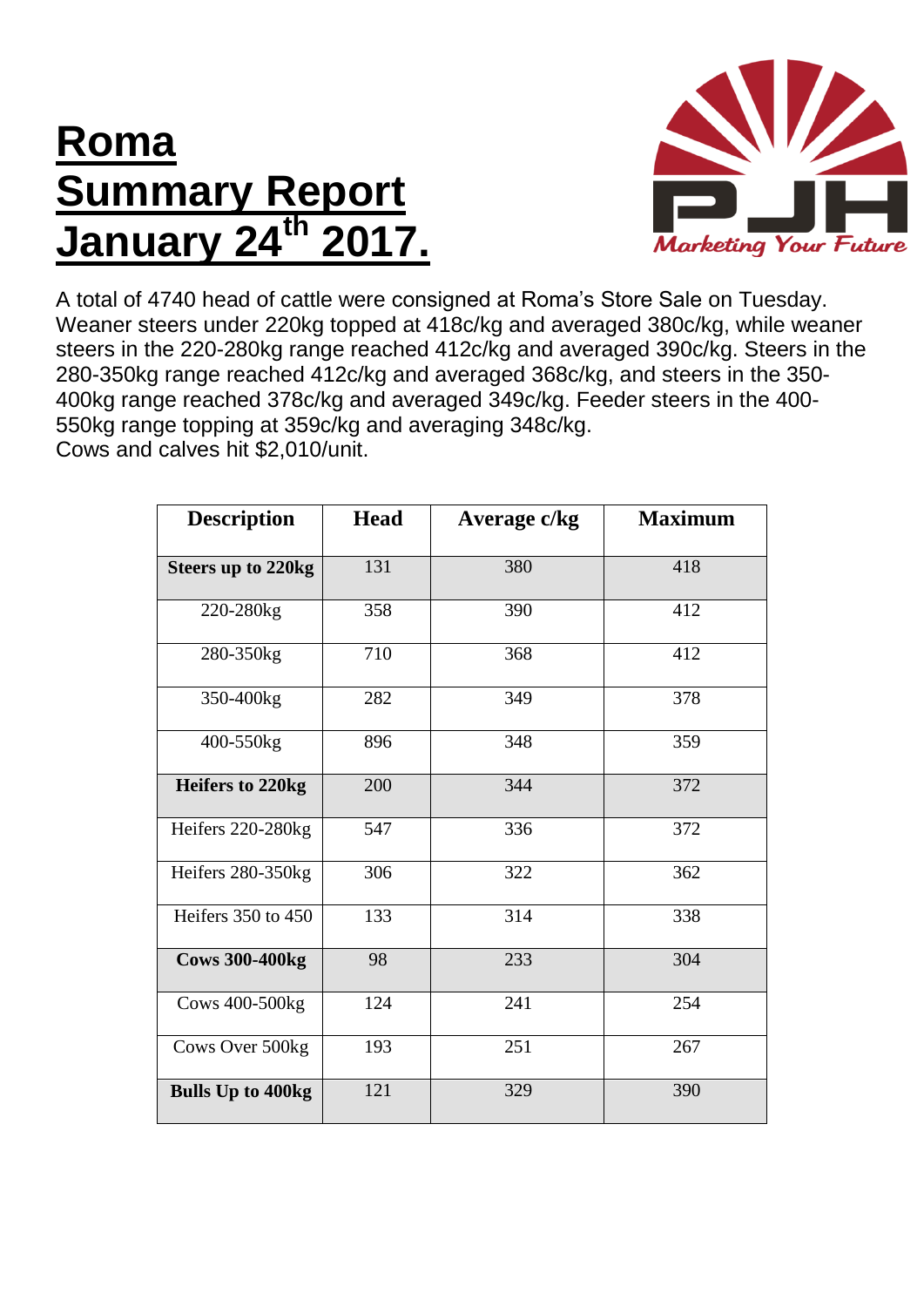# Roma Summary Report January 24th 2017.

PJH

*Marketing Your Future*

A total of 4740 head of cattle were consigned at Roma's Store Sale on Tuesday. Weaner steers under 220kg topped at 418c/kg and averaged 380c/kg, while weaner steers in the 220-280kg range reached 412c/kg and averaged 390c/kg. Steers in the 280-350kg range reached 412c/kg and averaged 368c/kg, and steers in the 350-400kg range reached 378c/kg and averaged 349c/kg. Feeder steers in the 400-550kg range topping at 359c/kg and averaging 348c/kg.
Cows and calves hit $2,010/unit.

| Description | Head | Average c/kg | Maximum |
|---|---|---|---|
| **Steers up to 220kg** | 131 | 380 | 418 |
| 220-280kg | 358 | 390 | 412 |
| 280-350kg | 710 | 368 | 412 |
| 350-400kg | 282 | 349 | 378 |
| 400-550kg | 896 | 348 | 359 |
| **Heifers to 220kg** | 200 | 344 | 372 |
| Heifers 220-280kg | 547 | 336 | 372 |
| Heifers 280-350kg | 306 | 322 | 362 |
| Heifers 350 to 450 | 133 | 314 | 338 |
| **Cows 300-400kg** | 98 | 233 | 304 |
| Cows 400-500kg | 124 | 241 | 254 |
| Cows Over 500kg | 193 | 251 | 267 |
| **Bulls Up to 400kg** | 121 | 329 | 390 |